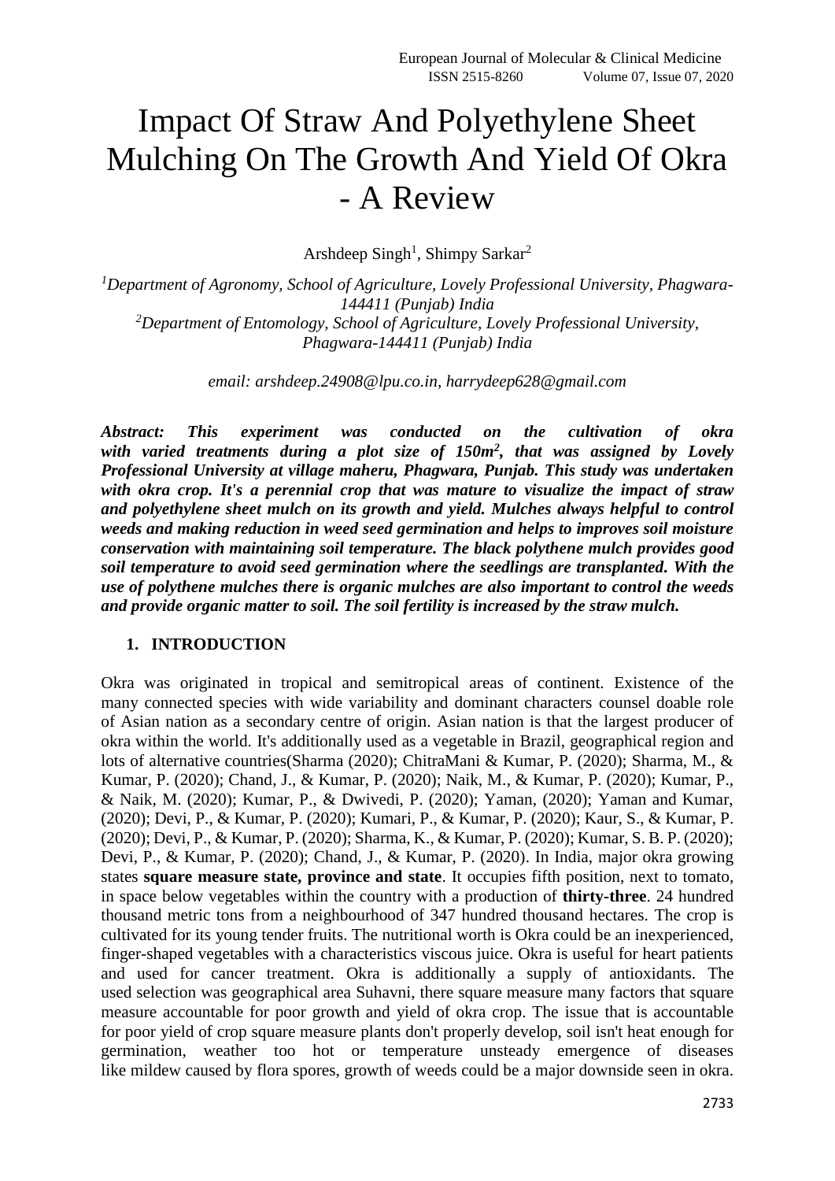# Impact Of Straw And Polyethylene Sheet Mulching On The Growth And Yield Of Okra - A Review

Arshdeep Singh[1], Shimpy Sarkar[2]

[1]*Department of Agronomy, School of Agriculture, Lovely Professional University, Phagwara-144411 (Punjab) India*
[2]*Department of Entomology, School of Agriculture, Lovely Professional University, Phagwara-144411 (Punjab) India*

*email: arshdeep.24908@lpu.co.in, harrydeep628@gmail.com*

***Abstract: This experiment was conducted on the cultivation of okra with varied treatments during a plot size of 150m$^2$, that was assigned by Lovely Professional University at village maheru, Phagwara, Punjab. This study was undertaken with okra crop. It's a perennial crop that was mature to visualize the impact of straw and polyethylene sheet mulch on its growth and yield. Mulches always helpful to control weeds and making reduction in weed seed germination and helps to improves soil moisture conservation with maintaining soil temperature. The black polythene mulch provides good soil temperature to avoid seed germination where the seedlings are transplanted. With the use of polythene mulches there is organic mulches are also important to control the weeds and provide organic matter to soil. The soil fertility is increased by the straw mulch.***

## 1. INTRODUCTION

Okra was originated in tropical and semitropical areas of continent. Existence of the many connected species with wide variability and dominant characters counsel doable role of Asian nation as a secondary centre of origin. Asian nation is that the largest producer of okra within the world. It's additionally used as a vegetable in Brazil, geographical region and lots of alternative countries(Sharma (2020); ChitraMani & Kumar, P. (2020); Sharma, M., & Kumar, P. (2020); Chand, J., & Kumar, P. (2020); Naik, M., & Kumar, P. (2020); Kumar, P., & Naik, M. (2020); Kumar, P., & Dwivedi, P. (2020); Yaman, (2020); Yaman and Kumar, (2020); Devi, P., & Kumar, P. (2020); Kumari, P., & Kumar, P. (2020); Kaur, S., & Kumar, P. (2020); Devi, P., & Kumar, P. (2020); Sharma, K., & Kumar, P. (2020); Kumar, S. B. P. (2020); Devi, P., & Kumar, P. (2020); Chand, J., & Kumar, P. (2020). In India, major okra growing states **square measure state, province and state**. It occupies fifth position, next to tomato, in space below vegetables within the country with a production of **thirty-three**. 24 hundred thousand metric tons from a neighbourhood of 347 hundred thousand hectares. The crop is cultivated for its young tender fruits. The nutritional worth is Okra could be an inexperienced, finger-shaped vegetables with a characteristics viscous juice. Okra is useful for heart patients and used for cancer treatment. Okra is additionally a supply of antioxidants. The used selection was geographical area Suhavni, there square measure many factors that square measure accountable for poor growth and yield of okra crop. The issue that is accountable for poor yield of crop square measure plants don't properly develop, soil isn't heat enough for germination, weather too hot or temperature unsteady emergence of diseases like mildew caused by flora spores, growth of weeds could be a major downside seen in okra.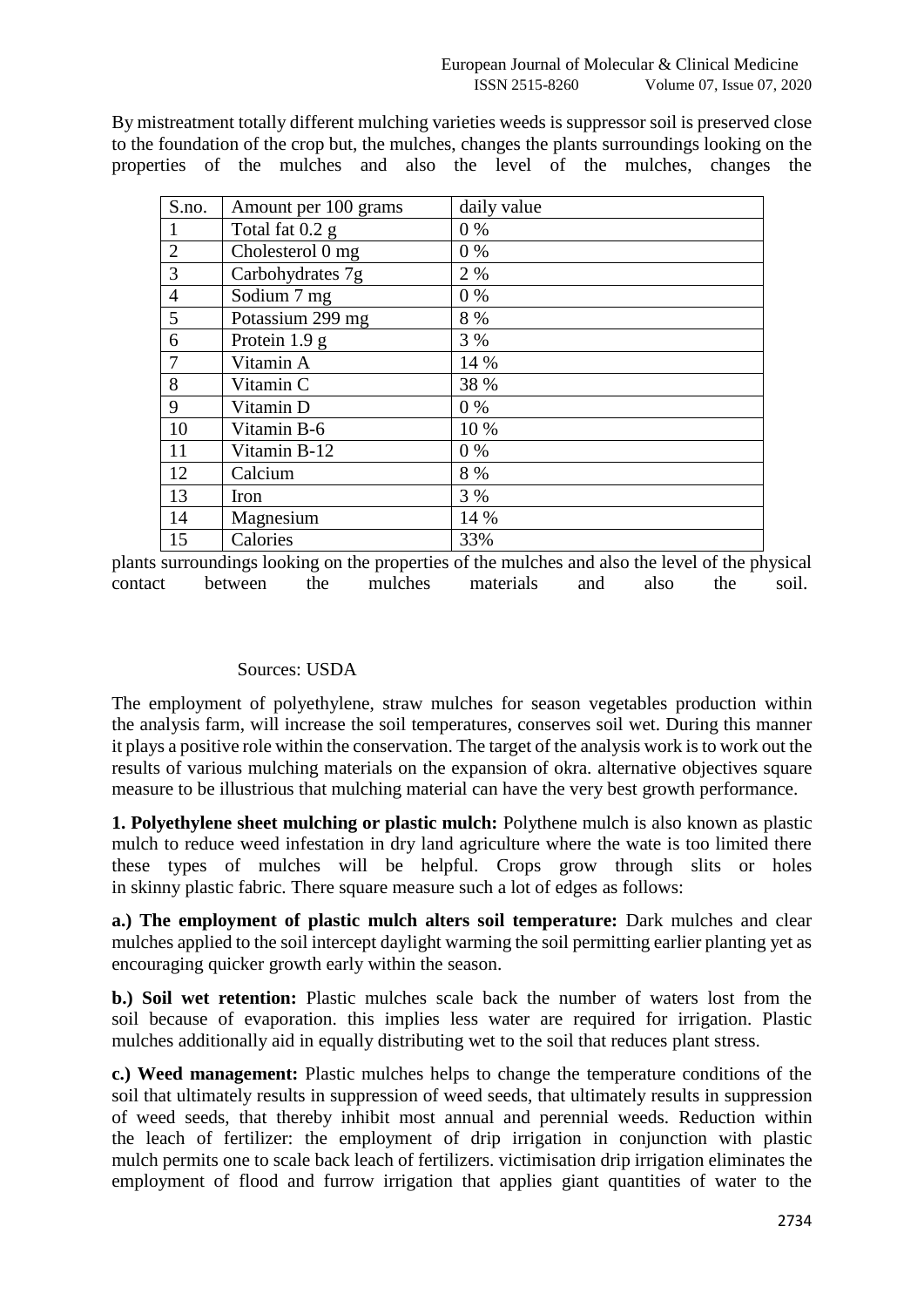By mistreatment totally different mulching varieties weeds is suppressor soil is preserved close to the foundation of the crop but, the mulches, changes the plants surroundings looking on the properties of the mulches and also the level of the mulches, changes the

| S.no. | Amount per 100 grams | daily value |
|---|---|---|
| 1 | Total fat 0.2 g | 0 % |
| 2 | Cholesterol 0 mg | 0 % |
| 3 | Carbohydrates 7g | 2 % |
| 4 | Sodium 7 mg | 0 % |
| 5 | Potassium 299 mg | 8 % |
| 6 | Protein 1.9 g | 3 % |
| 7 | Vitamin A | 14 % |
| 8 | Vitamin C | 38 % |
| 9 | Vitamin D | 0 % |
| 10 | Vitamin B-6 | 10 % |
| 11 | Vitamin B-12 | 0 % |
| 12 | Calcium | 8 % |
| 13 | Iron | 3 % |
| 14 | Magnesium | 14 % |
| 15 | Calories | 33% |

plants surroundings looking on the properties of the mulches and also the level of the physical contact between the mulches materials and also the soil.

Sources: USDA

The employment of polyethylene, straw mulches for season vegetables production within the analysis farm, will increase the soil temperatures, conserves soil wet. During this manner it plays a positive role within the conservation. The target of the analysis work is to work out the results of various mulching materials on the expansion of okra. alternative objectives square measure to be illustrious that mulching material can have the very best growth performance.

**1. Polyethylene sheet mulching or plastic mulch:** Polythene mulch is also known as plastic mulch to reduce weed infestation in dry land agriculture where the wate is too limited there these types of mulches will be helpful. Crops grow through slits or holes in skinny plastic fabric. There square measure such a lot of edges as follows:

**a.) The employment of plastic mulch alters soil temperature:** Dark mulches and clear mulches applied to the soil intercept daylight warming the soil permitting earlier planting yet as encouraging quicker growth early within the season.

**b.) Soil wet retention:** Plastic mulches scale back the number of waters lost from the soil because of evaporation. this implies less water are required for irrigation. Plastic mulches additionally aid in equally distributing wet to the soil that reduces plant stress.

**c.) Weed management:** Plastic mulches helps to change the temperature conditions of the soil that ultimately results in suppression of weed seeds, that ultimately results in suppression of weed seeds, that thereby inhibit most annual and perennial weeds. Reduction within the leach of fertilizer: the employment of drip irrigation in conjunction with plastic mulch permits one to scale back leach of fertilizers. victimisation drip irrigation eliminates the employment of flood and furrow irrigation that applies giant quantities of water to the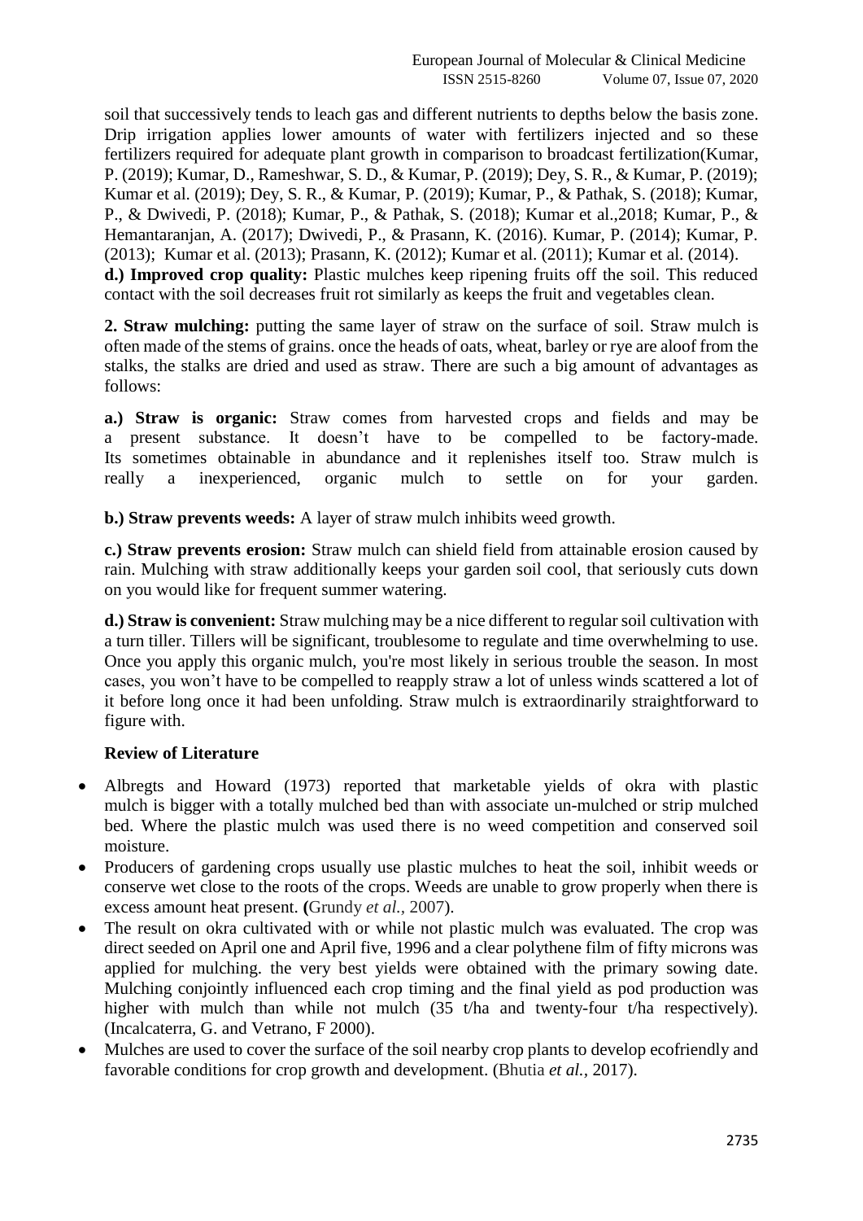soil that successively tends to leach gas and different nutrients to depths below the basis zone. Drip irrigation applies lower amounts of water with fertilizers injected and so these fertilizers required for adequate plant growth in comparison to broadcast fertilization(Kumar, P. (2019); Kumar, D., Rameshwar, S. D., & Kumar, P. (2019); Dey, S. R., & Kumar, P. (2019); Kumar et al. (2019); Dey, S. R., & Kumar, P. (2019); Kumar, P., & Pathak, S. (2018); Kumar, P., & Dwivedi, P. (2018); Kumar, P., & Pathak, S. (2018); Kumar et al.,2018; Kumar, P., & Hemantaranjan, A. (2017); Dwivedi, P., & Prasann, K. (2016). Kumar, P. (2014); Kumar, P. (2013); Kumar et al. (2013); Prasann, K. (2012); Kumar et al. (2011); Kumar et al. (2014).

**d.) Improved crop quality:** Plastic mulches keep ripening fruits off the soil. This reduced contact with the soil decreases fruit rot similarly as keeps the fruit and vegetables clean.

**2. Straw mulching:** putting the same layer of straw on the surface of soil. Straw mulch is often made of the stems of grains. once the heads of oats, wheat, barley or rye are aloof from the stalks, the stalks are dried and used as straw. There are such a big amount of advantages as follows:

**a.) Straw is organic:** Straw comes from harvested crops and fields and may be a present substance. It doesn't have to be compelled to be factory-made. Its sometimes obtainable in abundance and it replenishes itself too. Straw mulch is really a inexperienced, organic mulch to settle on for your garden.

**b.) Straw prevents weeds:** A layer of straw mulch inhibits weed growth.

**c.) Straw prevents erosion:** Straw mulch can shield field from attainable erosion caused by rain. Mulching with straw additionally keeps your garden soil cool, that seriously cuts down on you would like for frequent summer watering.

**d.) Straw is convenient:** Straw mulching may be a nice different to regular soil cultivation with a turn tiller. Tillers will be significant, troublesome to regulate and time overwhelming to use. Once you apply this organic mulch, you're most likely in serious trouble the season. In most cases, you won't have to be compelled to reapply straw a lot of unless winds scattered a lot of it before long once it had been unfolding. Straw mulch is extraordinarily straightforward to figure with.

## Review of Literature

- Albregts and Howard (1973) reported that marketable yields of okra with plastic mulch is bigger with a totally mulched bed than with associate un-mulched or strip mulched bed. Where the plastic mulch was used there is no weed competition and conserved soil moisture.
- Producers of gardening crops usually use plastic mulches to heat the soil, inhibit weeds or conserve wet close to the roots of the crops. Weeds are unable to grow properly when there is excess amount heat present. **(**Grundy *et al.,* 2007).
- The result on okra cultivated with or while not plastic mulch was evaluated. The crop was direct seeded on April one and April five, 1996 and a clear polythene film of fifty microns was applied for mulching. the very best yields were obtained with the primary sowing date. Mulching conjointly influenced each crop timing and the final yield as pod production was higher with mulch than while not mulch (35 t/ha and twenty-four t/ha respectively). (Incalcaterra, G. and Vetrano, F 2000).
- Mulches are used to cover the surface of the soil nearby crop plants to develop ecofriendly and favorable conditions for crop growth and development. (Bhutia *et al.,* 2017).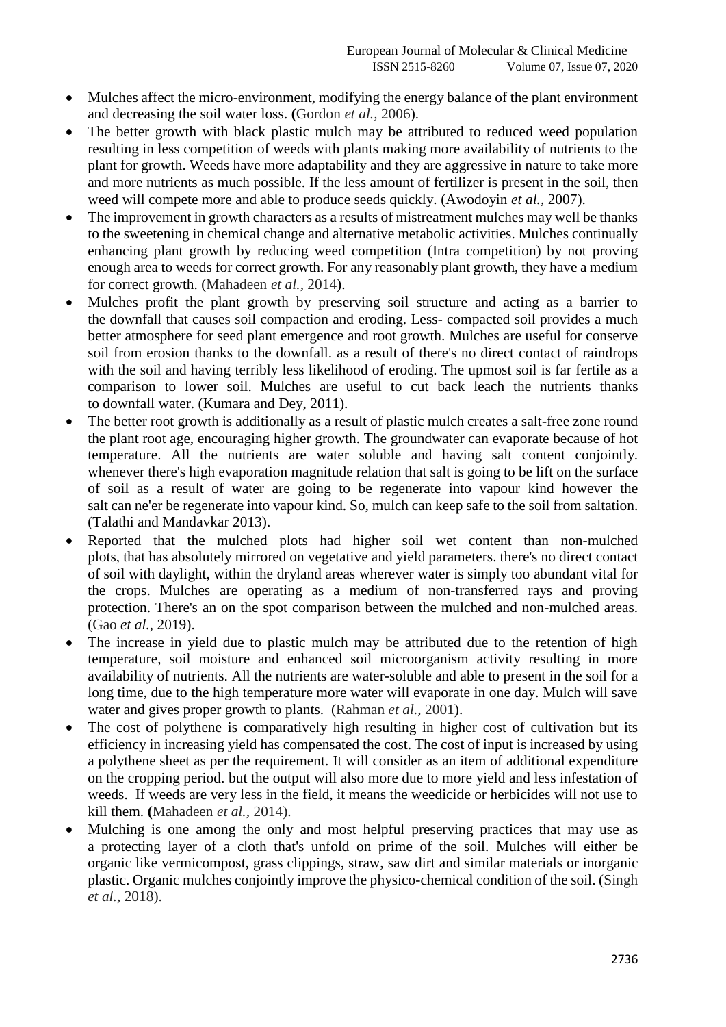- Mulches affect the micro-environment, modifying the energy balance of the plant environment and decreasing the soil water loss. **(**Gordon *et al.,* 2006).
- The better growth with black plastic mulch may be attributed to reduced weed population resulting in less competition of weeds with plants making more availability of nutrients to the plant for growth. Weeds have more adaptability and they are aggressive in nature to take more and more nutrients as much possible. If the less amount of fertilizer is present in the soil, then weed will compete more and able to produce seeds quickly. (Awodoyin *et al.,* 2007).
- The improvement in growth characters as a results of mistreatment mulches may well be thanks to the sweetening in chemical change and alternative metabolic activities. Mulches continually enhancing plant growth by reducing weed competition (Intra competition) by not proving enough area to weeds for correct growth. For any reasonably plant growth, they have a medium for correct growth. (Mahadeen *et al.*, 2014).
- Mulches profit the plant growth by preserving soil structure and acting as a barrier to the downfall that causes soil compaction and eroding. Less- compacted soil provides a much better atmosphere for seed plant emergence and root growth. Mulches are useful for conserve soil from erosion thanks to the downfall. as a result of there's no direct contact of raindrops with the soil and having terribly less likelihood of eroding. The upmost soil is far fertile as a comparison to lower soil. Mulches are useful to cut back leach the nutrients thanks to downfall water. (Kumara and Dey, 2011).
- The better root growth is additionally as a result of plastic mulch creates a salt-free zone round the plant root age, encouraging higher growth. The groundwater can evaporate because of hot temperature. All the nutrients are water soluble and having salt content conjointly. whenever there's high evaporation magnitude relation that salt is going to be lift on the surface of soil as a result of water are going to be regenerate into vapour kind however the salt can ne'er be regenerate into vapour kind. So, mulch can keep safe to the soil from saltation. (Talathi and Mandavkar 2013).
- Reported that the mulched plots had higher soil wet content than non-mulched plots, that has absolutely mirrored on vegetative and yield parameters. there's no direct contact of soil with daylight, within the dryland areas wherever water is simply too abundant vital for the crops. Mulches are operating as a medium of non-transferred rays and proving protection. There's an on the spot comparison between the mulched and non-mulched areas. (Gao *et al.,* 2019).
- The increase in yield due to plastic mulch may be attributed due to the retention of high temperature, soil moisture and enhanced soil microorganism activity resulting in more availability of nutrients. All the nutrients are water-soluble and able to present in the soil for a long time, due to the high temperature more water will evaporate in one day. Mulch will save water and gives proper growth to plants. (Rahman *et al.,* 2001).
- The cost of polythene is comparatively high resulting in higher cost of cultivation but its efficiency in increasing yield has compensated the cost. The cost of input is increased by using a polythene sheet as per the requirement. It will consider as an item of additional expenditure on the cropping period. but the output will also more due to more yield and less infestation of weeds. If weeds are very less in the field, it means the weedicide or herbicides will not use to kill them. **(**Mahadeen *et al.,* 2014).
- Mulching is one among the only and most helpful preserving practices that may use as a protecting layer of a cloth that's unfold on prime of the soil. Mulches will either be organic like vermicompost, grass clippings, straw, saw dirt and similar materials or inorganic plastic. Organic mulches conjointly improve the physico-chemical condition of the soil. (Singh *et al.,* 2018).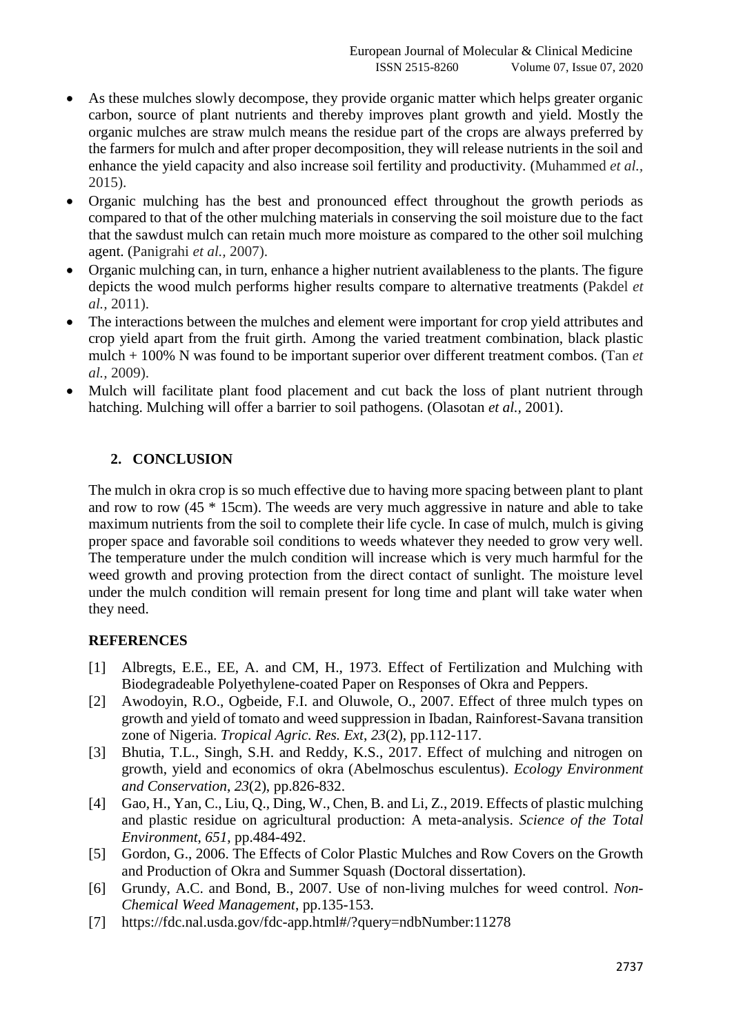- As these mulches slowly decompose, they provide organic matter which helps greater organic carbon, source of plant nutrients and thereby improves plant growth and yield. Mostly the organic mulches are straw mulch means the residue part of the crops are always preferred by the farmers for mulch and after proper decomposition, they will release nutrients in the soil and enhance the yield capacity and also increase soil fertility and productivity. (Muhammed *et al.*, 2015).
- Organic mulching has the best and pronounced effect throughout the growth periods as compared to that of the other mulching materials in conserving the soil moisture due to the fact that the sawdust mulch can retain much more moisture as compared to the other soil mulching agent. (Panigrahi *et al.*, 2007).
- Organic mulching can, in turn, enhance a higher nutrient availableness to the plants. The figure depicts the wood mulch performs higher results compare to alternative treatments (Pakdel *et al.*, 2011).
- The interactions between the mulches and element were important for crop yield attributes and crop yield apart from the fruit girth. Among the varied treatment combination, black plastic mulch + 100% N was found to be important superior over different treatment combos. (Tan *et al.*, 2009).
- Mulch will facilitate plant food placement and cut back the loss of plant nutrient through hatching. Mulching will offer a barrier to soil pathogens. (Olasotan *et al.*, 2001).

## 2. CONCLUSION

The mulch in okra crop is so much effective due to having more spacing between plant to plant and row to row (45 * 15cm). The weeds are very much aggressive in nature and able to take maximum nutrients from the soil to complete their life cycle. In case of mulch, mulch is giving proper space and favorable soil conditions to weeds whatever they needed to grow very well. The temperature under the mulch condition will increase which is very much harmful for the weed growth and proving protection from the direct contact of sunlight. The moisture level under the mulch condition will remain present for long time and plant will take water when they need.

## REFERENCES

[1] Albregts, E.E., EE, A. and CM, H., 1973. Effect of Fertilization and Mulching with Biodegradeable Polyethylene-coated Paper on Responses of Okra and Peppers.

[2] Awodoyin, R.O., Ogbeide, F.I. and Oluwole, O., 2007. Effect of three mulch types on growth and yield of tomato and weed suppression in Ibadan, Rainforest-Savana transition zone of Nigeria. *Tropical Agric. Res. Ext*, *23*(2), pp.112-117.

[3] Bhutia, T.L., Singh, S.H. and Reddy, K.S., 2017. Effect of mulching and nitrogen on growth, yield and economics of okra (Abelmoschus esculentus). *Ecology Environment and Conservation*, *23*(2), pp.826-832.

[4] Gao, H., Yan, C., Liu, Q., Ding, W., Chen, B. and Li, Z., 2019. Effects of plastic mulching and plastic residue on agricultural production: A meta-analysis. *Science of the Total Environment*, *651*, pp.484-492.

[5] Gordon, G., 2006. The Effects of Color Plastic Mulches and Row Covers on the Growth and Production of Okra and Summer Squash (Doctoral dissertation).

[6] Grundy, A.C. and Bond, B., 2007. Use of non-living mulches for weed control. *Non-Chemical Weed Management*, pp.135-153.

[7] https://fdc.nal.usda.gov/fdc-app.html#/?query=ndbNumber:11278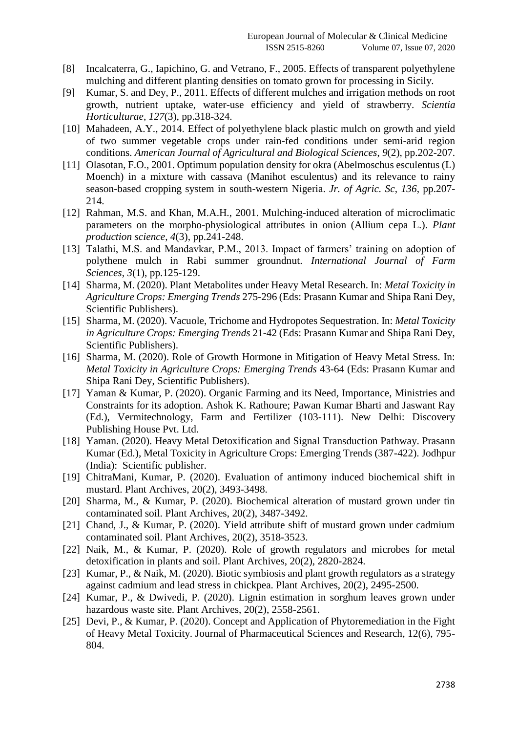[8] Incalcaterra, G., Iapichino, G. and Vetrano, F., 2005. Effects of transparent polyethylene mulching and different planting densities on tomato grown for processing in Sicily.

[9] Kumar, S. and Dey, P., 2011. Effects of different mulches and irrigation methods on root growth, nutrient uptake, water-use efficiency and yield of strawberry. *Scientia Horticulturae*, *127*(3), pp.318-324.

[10] Mahadeen, A.Y., 2014. Effect of polyethylene black plastic mulch on growth and yield of two summer vegetable crops under rain-fed conditions under semi-arid region conditions. *American Journal of Agricultural and Biological Sciences*, *9*(2), pp.202-207.

[11] Olasotan, F.O., 2001. Optimum population density for okra (Abelmoschus esculentus (L) Moench) in a mixture with cassava (Manihot esculentus) and its relevance to rainy season-based cropping system in south-western Nigeria. *Jr. of Agric. Sc*, *136*, pp.207-214.

[12] Rahman, M.S. and Khan, M.A.H., 2001. Mulching-induced alteration of microclimatic parameters on the morpho-physiological attributes in onion (Allium cepa L.). *Plant production science*, *4*(3), pp.241-248.

[13] Talathi, M.S. and Mandavkar, P.M., 2013. Impact of farmers' training on adoption of polythene mulch in Rabi summer groundnut. *International Journal of Farm Sciences*, *3*(1), pp.125-129.

[14] Sharma, M. (2020). Plant Metabolites under Heavy Metal Research. In: *Metal Toxicity in Agriculture Crops: Emerging Trends* 275-296 (Eds: Prasann Kumar and Shipa Rani Dey, Scientific Publishers).

[15] Sharma, M. (2020). Vacuole, Trichome and Hydropotes Sequestration. In: *Metal Toxicity in Agriculture Crops: Emerging Trends* 21-42 (Eds: Prasann Kumar and Shipa Rani Dey, Scientific Publishers).

[16] Sharma, M. (2020). Role of Growth Hormone in Mitigation of Heavy Metal Stress. In: *Metal Toxicity in Agriculture Crops: Emerging Trends* 43-64 (Eds: Prasann Kumar and Shipa Rani Dey, Scientific Publishers).

[17] Yaman & Kumar, P. (2020). Organic Farming and its Need, Importance, Ministries and Constraints for its adoption. Ashok K. Rathoure; Pawan Kumar Bharti and Jaswant Ray (Ed.), Vermitechnology, Farm and Fertilizer (103-111). New Delhi: Discovery Publishing House Pvt. Ltd.

[18] Yaman. (2020). Heavy Metal Detoxification and Signal Transduction Pathway. Prasann Kumar (Ed.), Metal Toxicity in Agriculture Crops: Emerging Trends (387-422). Jodhpur (India): Scientific publisher.

[19] ChitraMani, Kumar, P. (2020). Evaluation of antimony induced biochemical shift in mustard. Plant Archives, 20(2), 3493-3498.

[20] Sharma, M., & Kumar, P. (2020). Biochemical alteration of mustard grown under tin contaminated soil. Plant Archives, 20(2), 3487-3492.

[21] Chand, J., & Kumar, P. (2020). Yield attribute shift of mustard grown under cadmium contaminated soil. Plant Archives, 20(2), 3518-3523.

[22] Naik, M., & Kumar, P. (2020). Role of growth regulators and microbes for metal detoxification in plants and soil. Plant Archives, 20(2), 2820-2824.

[23] Kumar, P., & Naik, M. (2020). Biotic symbiosis and plant growth regulators as a strategy against cadmium and lead stress in chickpea. Plant Archives, 20(2), 2495-2500.

[24] Kumar, P., & Dwivedi, P. (2020). Lignin estimation in sorghum leaves grown under hazardous waste site. Plant Archives, 20(2), 2558-2561.

[25] Devi, P., & Kumar, P. (2020). Concept and Application of Phytoremediation in the Fight of Heavy Metal Toxicity. Journal of Pharmaceutical Sciences and Research, 12(6), 795-804.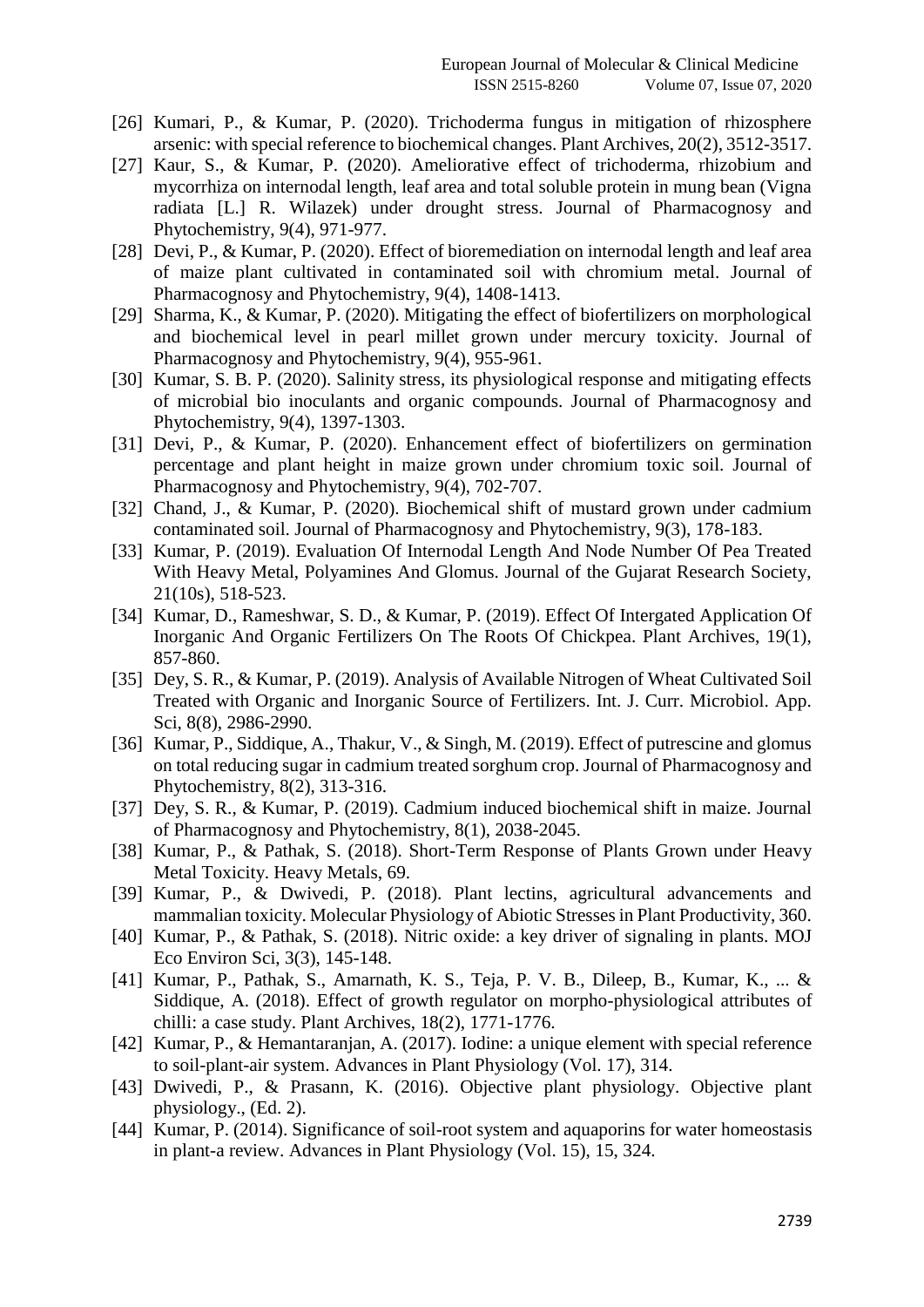[26] Kumari, P., & Kumar, P. (2020). Trichoderma fungus in mitigation of rhizosphere arsenic: with special reference to biochemical changes. Plant Archives, 20(2), 3512-3517.

[27] Kaur, S., & Kumar, P. (2020). Ameliorative effect of trichoderma, rhizobium and mycorrhiza on internodal length, leaf area and total soluble protein in mung bean (Vigna radiata [L.] R. Wilazek) under drought stress. Journal of Pharmacognosy and Phytochemistry, 9(4), 971-977.

[28] Devi, P., & Kumar, P. (2020). Effect of bioremediation on internodal length and leaf area of maize plant cultivated in contaminated soil with chromium metal. Journal of Pharmacognosy and Phytochemistry, 9(4), 1408-1413.

[29] Sharma, K., & Kumar, P. (2020). Mitigating the effect of biofertilizers on morphological and biochemical level in pearl millet grown under mercury toxicity. Journal of Pharmacognosy and Phytochemistry, 9(4), 955-961.

[30] Kumar, S. B. P. (2020). Salinity stress, its physiological response and mitigating effects of microbial bio inoculants and organic compounds. Journal of Pharmacognosy and Phytochemistry, 9(4), 1397-1303.

[31] Devi, P., & Kumar, P. (2020). Enhancement effect of biofertilizers on germination percentage and plant height in maize grown under chromium toxic soil. Journal of Pharmacognosy and Phytochemistry, 9(4), 702-707.

[32] Chand, J., & Kumar, P. (2020). Biochemical shift of mustard grown under cadmium contaminated soil. Journal of Pharmacognosy and Phytochemistry, 9(3), 178-183.

[33] Kumar, P. (2019). Evaluation Of Internodal Length And Node Number Of Pea Treated With Heavy Metal, Polyamines And Glomus. Journal of the Gujarat Research Society, 21(10s), 518-523.

[34] Kumar, D., Rameshwar, S. D., & Kumar, P. (2019). Effect Of Intergated Application Of Inorganic And Organic Fertilizers On The Roots Of Chickpea. Plant Archives, 19(1), 857-860.

[35] Dey, S. R., & Kumar, P. (2019). Analysis of Available Nitrogen of Wheat Cultivated Soil Treated with Organic and Inorganic Source of Fertilizers. Int. J. Curr. Microbiol. App. Sci, 8(8), 2986-2990.

[36] Kumar, P., Siddique, A., Thakur, V., & Singh, M. (2019). Effect of putrescine and glomus on total reducing sugar in cadmium treated sorghum crop. Journal of Pharmacognosy and Phytochemistry, 8(2), 313-316.

[37] Dey, S. R., & Kumar, P. (2019). Cadmium induced biochemical shift in maize. Journal of Pharmacognosy and Phytochemistry, 8(1), 2038-2045.

[38] Kumar, P., & Pathak, S. (2018). Short-Term Response of Plants Grown under Heavy Metal Toxicity. Heavy Metals, 69.

[39] Kumar, P., & Dwivedi, P. (2018). Plant lectins, agricultural advancements and mammalian toxicity. Molecular Physiology of Abiotic Stresses in Plant Productivity, 360.

[40] Kumar, P., & Pathak, S. (2018). Nitric oxide: a key driver of signaling in plants. MOJ Eco Environ Sci, 3(3), 145-148.

[41] Kumar, P., Pathak, S., Amarnath, K. S., Teja, P. V. B., Dileep, B., Kumar, K., ... & Siddique, A. (2018). Effect of growth regulator on morpho-physiological attributes of chilli: a case study. Plant Archives, 18(2), 1771-1776.

[42] Kumar, P., & Hemantaranjan, A. (2017). Iodine: a unique element with special reference to soil-plant-air system. Advances in Plant Physiology (Vol. 17), 314.

[43] Dwivedi, P., & Prasann, K. (2016). Objective plant physiology. Objective plant physiology., (Ed. 2).

[44] Kumar, P. (2014). Significance of soil-root system and aquaporins for water homeostasis in plant-a review. Advances in Plant Physiology (Vol. 15), 15, 324.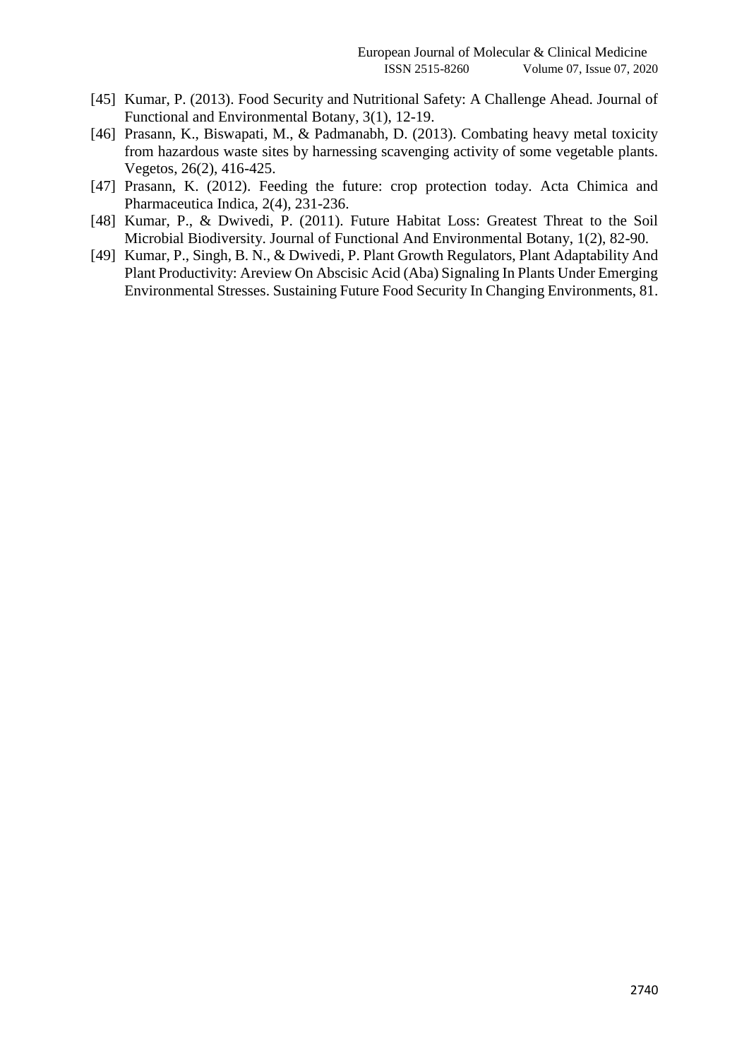[45] Kumar, P. (2013). Food Security and Nutritional Safety: A Challenge Ahead. Journal of Functional and Environmental Botany, 3(1), 12-19.

[46] Prasann, K., Biswapati, M., & Padmanabh, D. (2013). Combating heavy metal toxicity from hazardous waste sites by harnessing scavenging activity of some vegetable plants. Vegetos, 26(2), 416-425.

[47] Prasann, K. (2012). Feeding the future: crop protection today. Acta Chimica and Pharmaceutica Indica, 2(4), 231-236.

[48] Kumar, P., & Dwivedi, P. (2011). Future Habitat Loss: Greatest Threat to the Soil Microbial Biodiversity. Journal of Functional And Environmental Botany, 1(2), 82-90.

[49] Kumar, P., Singh, B. N., & Dwivedi, P. Plant Growth Regulators, Plant Adaptability And Plant Productivity: Areview On Abscisic Acid (Aba) Signaling In Plants Under Emerging Environmental Stresses. Sustaining Future Food Security In Changing Environments, 81.